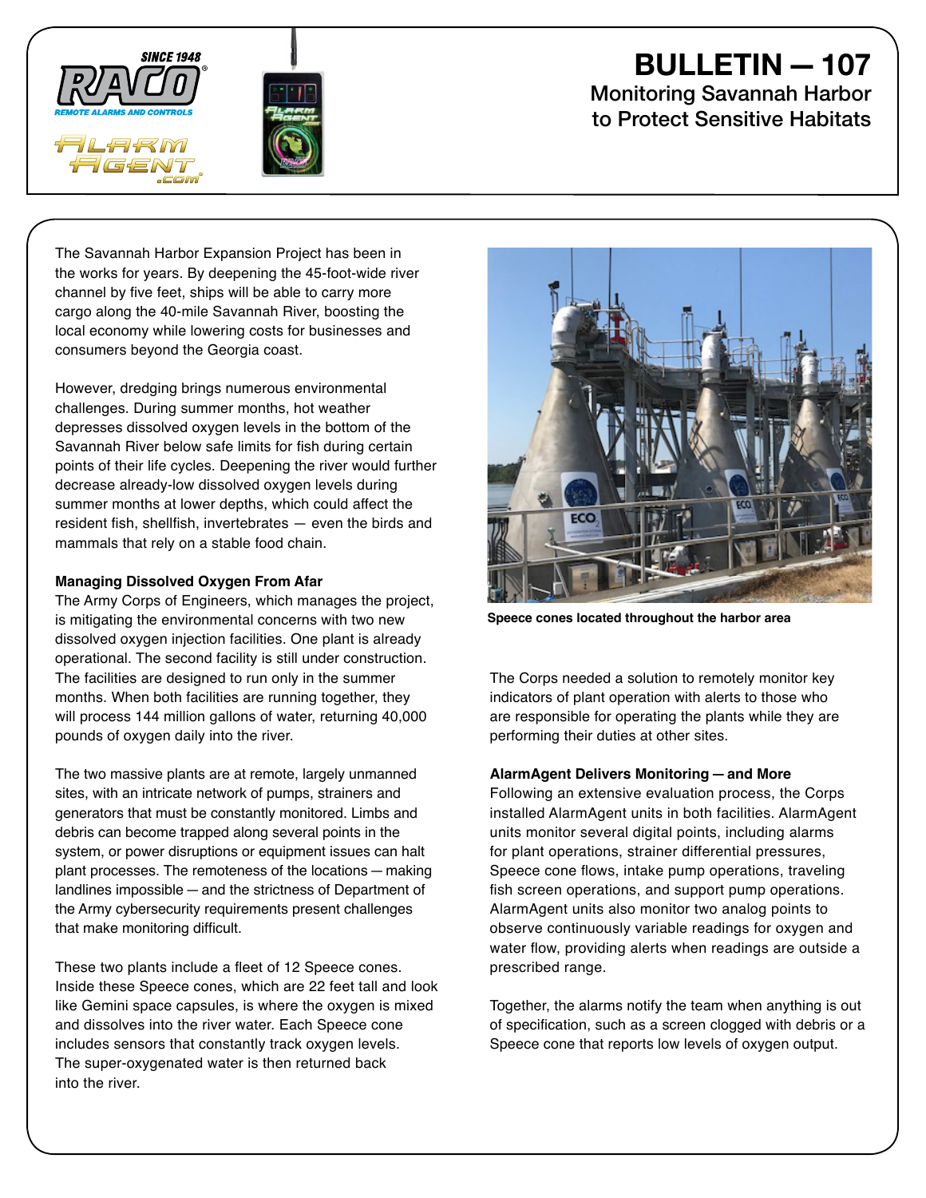# BULLETIN — 107

## Monitoring Savannah Harbor to Protect Sensitive Habitats

The Savannah Harbor Expansion Project has been in the works for years. By deepening the 45-foot-wide river channel by five feet, ships will be able to carry more cargo along the 40-mile Savannah River, boosting the local economy while lowering costs for businesses and consumers beyond the Georgia coast.

However, dredging brings numerous environmental challenges. During summer months, hot weather depresses dissolved oxygen levels in the bottom of the Savannah River below safe limits for fish during certain points of their life cycles. Deepening the river would further decrease already-low dissolved oxygen levels during summer months at lower depths, which could affect the resident fish, shellfish, invertebrates — even the birds and mammals that rely on a stable food chain.

**Managing Dissolved Oxygen From Afar**

The Army Corps of Engineers, which manages the project, is mitigating the environmental concerns with two new dissolved oxygen injection facilities. One plant is already operational. The second facility is still under construction. The facilities are designed to run only in the summer months. When both facilities are running together, they will process 144 million gallons of water, returning 40,000 pounds of oxygen daily into the river.

The two massive plants are at remote, largely unmanned sites, with an intricate network of pumps, strainers and generators that must be constantly monitored. Limbs and debris can become trapped along several points in the system, or power disruptions or equipment issues can halt plant processes. The remoteness of the locations — making landlines impossible — and the strictness of Department of the Army cybersecurity requirements present challenges that make monitoring difficult.

These two plants include a fleet of 12 Speece cones. Inside these Speece cones, which are 22 feet tall and look like Gemini space capsules, is where the oxygen is mixed and dissolves into the river water. Each Speece cone includes sensors that constantly track oxygen levels. The super-oxygenated water is then returned back into the river.

Speece cones located throughout the harbor area

The Corps needed a solution to remotely monitor key indicators of plant operation with alerts to those who are responsible for operating the plants while they are performing their duties at other sites.

**AlarmAgent Delivers Monitoring — and More**

Following an extensive evaluation process, the Corps installed AlarmAgent units in both facilities. AlarmAgent units monitor several digital points, including alarms for plant operations, strainer differential pressures, Speece cone flows, intake pump operations, traveling fish screen operations, and support pump operations. AlarmAgent units also monitor two analog points to observe continuously variable readings for oxygen and water flow, providing alerts when readings are outside a prescribed range.

Together, the alarms notify the team when anything is out of specification, such as a screen clogged with debris or a Speece cone that reports low levels of oxygen output.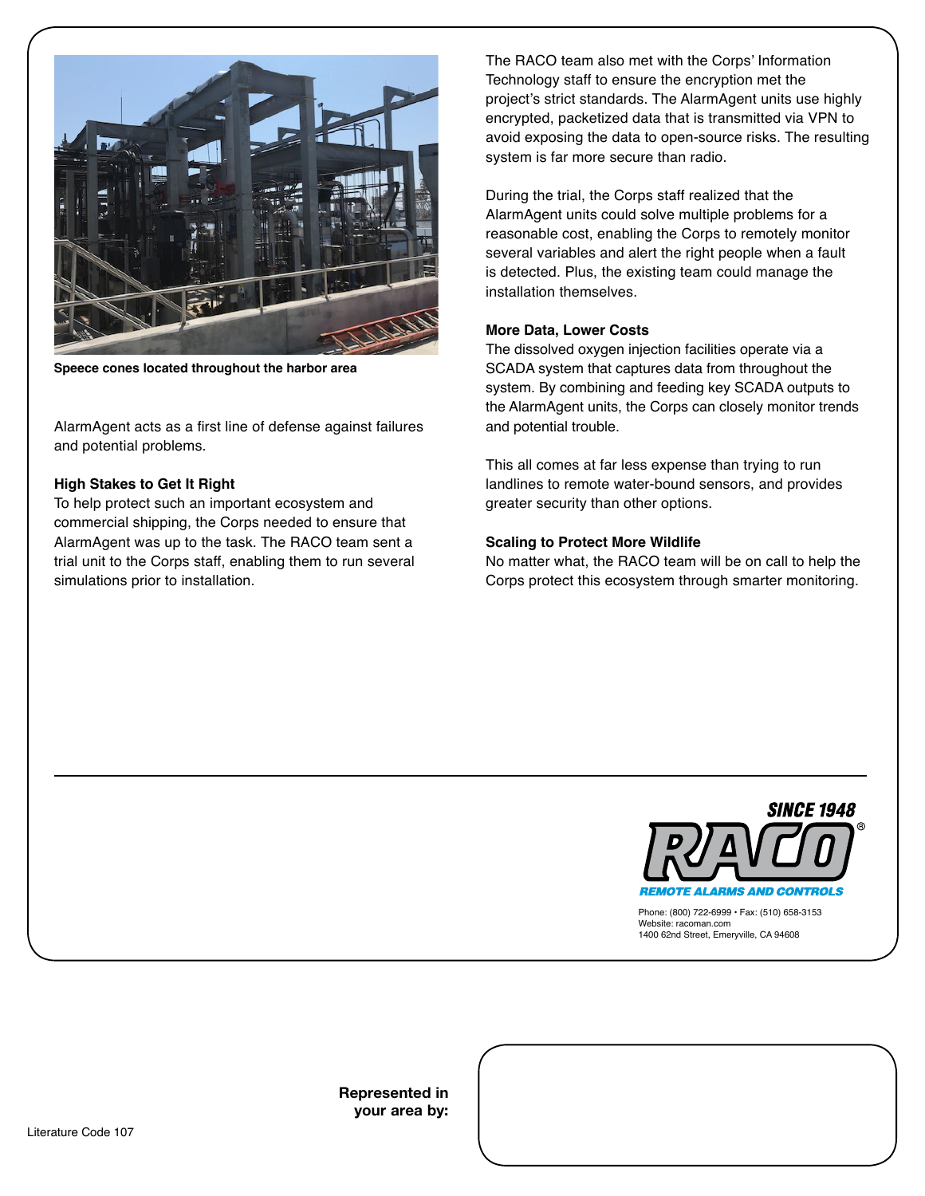Speece cones located throughout the harbor area

AlarmAgent acts as a first line of defense against failures and potential problems.

### High Stakes to Get It Right

To help protect such an important ecosystem and commercial shipping, the Corps needed to ensure that AlarmAgent was up to the task. The RACO team sent a trial unit to the Corps staff, enabling them to run several simulations prior to installation.

The RACO team also met with the Corps' Information Technology staff to ensure the encryption met the project's strict standards. The AlarmAgent units use highly encrypted, packetized data that is transmitted via VPN to avoid exposing the data to open-source risks. The resulting system is far more secure than radio.

During the trial, the Corps staff realized that the AlarmAgent units could solve multiple problems for a reasonable cost, enabling the Corps to remotely monitor several variables and alert the right people when a fault is detected. Plus, the existing team could manage the installation themselves.

### More Data, Lower Costs

The dissolved oxygen injection facilities operate via a SCADA system that captures data from throughout the system. By combining and feeding key SCADA outputs to the AlarmAgent units, the Corps can closely monitor trends and potential trouble.

This all comes at far less expense than trying to run landlines to remote water-bound sensors, and provides greater security than other options.

### Scaling to Protect More Wildlife

No matter what, the RACO team will be on call to help the Corps protect this ecosystem through smarter monitoring.

SINCE 1948

RACO®

REMOTE ALARMS AND CONTROLS

Phone: (800) 722-6999 • Fax: (510) 658-3153
Website: racoman.com
1400 62nd Street, Emeryville, CA 94608

**Represented in your area by:**

Literature Code 107